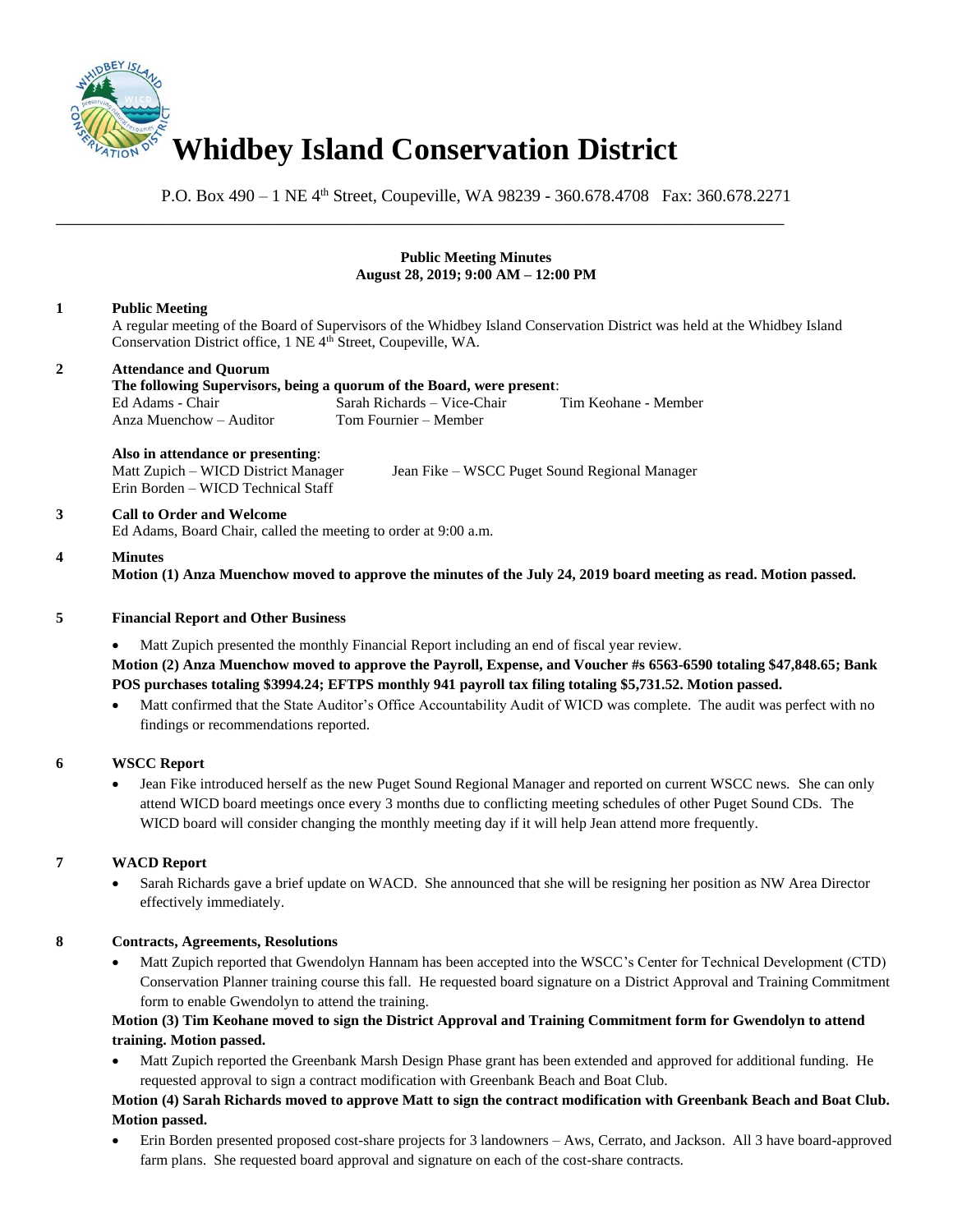# Whidbey Island Conservation District

P.O. Box 490 – 1 NE 4th Street, Coupeville, WA 98239 - 360.678.4708 Fax: 360.678.2271

---

**Public Meeting Minutes**
**August 28, 2019; 9:00 AM – 12:00 PM**

**1 Public Meeting**

A regular meeting of the Board of Supervisors of the Whidbey Island Conservation District was held at the Whidbey Island Conservation District office, 1 NE 4th Street, Coupeville, WA.

**2 Attendance and Quorum**

**The following Supervisors, being a quorum of the Board, were present**:

| | | |
|---|---|---|
| Ed Adams - Chair | Sarah Richards – Vice-Chair | Tim Keohane - Member |
| Anza Muenchow – Auditor | Tom Fournier – Member | |

**Also in attendance or presenting**:

| | |
|---|---|
| Matt Zupich – WICD District Manager | Jean Fike – WSCC Puget Sound Regional Manager |
| Erin Borden – WICD Technical Staff | |

**3 Call to Order and Welcome**

Ed Adams, Board Chair, called the meeting to order at 9:00 a.m.

**4 Minutes**

**Motion (1) Anza Muenchow moved to approve the minutes of the July 24, 2019 board meeting as read. Motion passed.**

**5 Financial Report and Other Business**

- Matt Zupich presented the monthly Financial Report including an end of fiscal year review.

**Motion (2) Anza Muenchow moved to approve the Payroll, Expense, and Voucher #s 6563-6590 totaling $47,848.65; Bank POS purchases totaling $3994.24; EFTPS monthly 941 payroll tax filing totaling $5,731.52. Motion passed.**

- Matt confirmed that the State Auditor's Office Accountability Audit of WICD was complete. The audit was perfect with no findings or recommendations reported.

**6 WSCC Report**

- Jean Fike introduced herself as the new Puget Sound Regional Manager and reported on current WSCC news. She can only attend WICD board meetings once every 3 months due to conflicting meeting schedules of other Puget Sound CDs. The WICD board will consider changing the monthly meeting day if it will help Jean attend more frequently.

**7 WACD Report**

- Sarah Richards gave a brief update on WACD. She announced that she will be resigning her position as NW Area Director effectively immediately.

**8 Contracts, Agreements, Resolutions**

- Matt Zupich reported that Gwendolyn Hannam has been accepted into the WSCC's Center for Technical Development (CTD) Conservation Planner training course this fall. He requested board signature on a District Approval and Training Commitment form to enable Gwendolyn to attend the training.

**Motion (3) Tim Keohane moved to sign the District Approval and Training Commitment form for Gwendolyn to attend training. Motion passed.**

- Matt Zupich reported the Greenbank Marsh Design Phase grant has been extended and approved for additional funding. He requested approval to sign a contract modification with Greenbank Beach and Boat Club.

**Motion (4) Sarah Richards moved to approve Matt to sign the contract modification with Greenbank Beach and Boat Club. Motion passed.**

- Erin Borden presented proposed cost-share projects for 3 landowners – Aws, Cerrato, and Jackson. All 3 have board-approved farm plans. She requested board approval and signature on each of the cost-share contracts.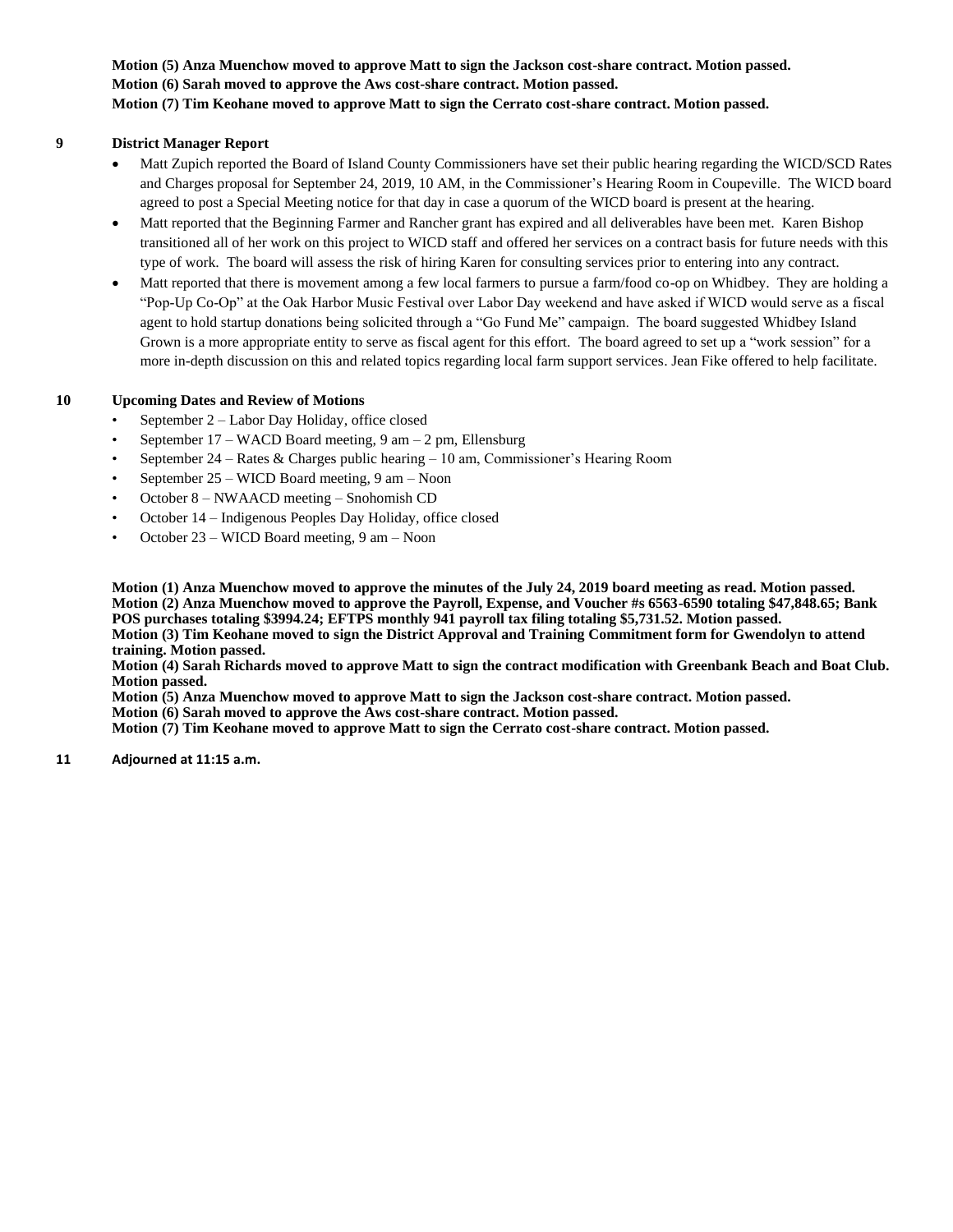**Motion (5) Anza Muenchow moved to approve Matt to sign the Jackson cost-share contract. Motion passed.**
**Motion (6) Sarah moved to approve the Aws cost-share contract. Motion passed.**
**Motion (7) Tim Keohane moved to approve Matt to sign the Cerrato cost-share contract. Motion passed.**

**9 District Manager Report**

- Matt Zupich reported the Board of Island County Commissioners have set their public hearing regarding the WICD/SCD Rates and Charges proposal for September 24, 2019, 10 AM, in the Commissioner's Hearing Room in Coupeville. The WICD board agreed to post a Special Meeting notice for that day in case a quorum of the WICD board is present at the hearing.
- Matt reported that the Beginning Farmer and Rancher grant has expired and all deliverables have been met. Karen Bishop transitioned all of her work on this project to WICD staff and offered her services on a contract basis for future needs with this type of work. The board will assess the risk of hiring Karen for consulting services prior to entering into any contract.
- Matt reported that there is movement among a few local farmers to pursue a farm/food co-op on Whidbey. They are holding a "Pop-Up Co-Op" at the Oak Harbor Music Festival over Labor Day weekend and have asked if WICD would serve as a fiscal agent to hold startup donations being solicited through a "Go Fund Me" campaign. The board suggested Whidbey Island Grown is a more appropriate entity to serve as fiscal agent for this effort. The board agreed to set up a "work session" for a more in-depth discussion on this and related topics regarding local farm support services. Jean Fike offered to help facilitate.

**10 Upcoming Dates and Review of Motions**

- September 2 – Labor Day Holiday, office closed
- September 17 – WACD Board meeting, 9 am – 2 pm, Ellensburg
- September 24 – Rates & Charges public hearing – 10 am, Commissioner's Hearing Room
- September 25 – WICD Board meeting, 9 am – Noon
- October 8 – NWAACD meeting – Snohomish CD
- October 14 – Indigenous Peoples Day Holiday, office closed
- October 23 – WICD Board meeting, 9 am – Noon

**Motion (1) Anza Muenchow moved to approve the minutes of the July 24, 2019 board meeting as read. Motion passed.**
**Motion (2) Anza Muenchow moved to approve the Payroll, Expense, and Voucher #s 6563-6590 totaling $47,848.65; Bank POS purchases totaling $3994.24; EFTPS monthly 941 payroll tax filing totaling $5,731.52. Motion passed.**
**Motion (3) Tim Keohane moved to sign the District Approval and Training Commitment form for Gwendolyn to attend training. Motion passed.**
**Motion (4) Sarah Richards moved to approve Matt to sign the contract modification with Greenbank Beach and Boat Club. Motion passed.**
**Motion (5) Anza Muenchow moved to approve Matt to sign the Jackson cost-share contract. Motion passed.**
**Motion (6) Sarah moved to approve the Aws cost-share contract. Motion passed.**
**Motion (7) Tim Keohane moved to approve Matt to sign the Cerrato cost-share contract. Motion passed.**

**11 Adjourned at 11:15 a.m.**